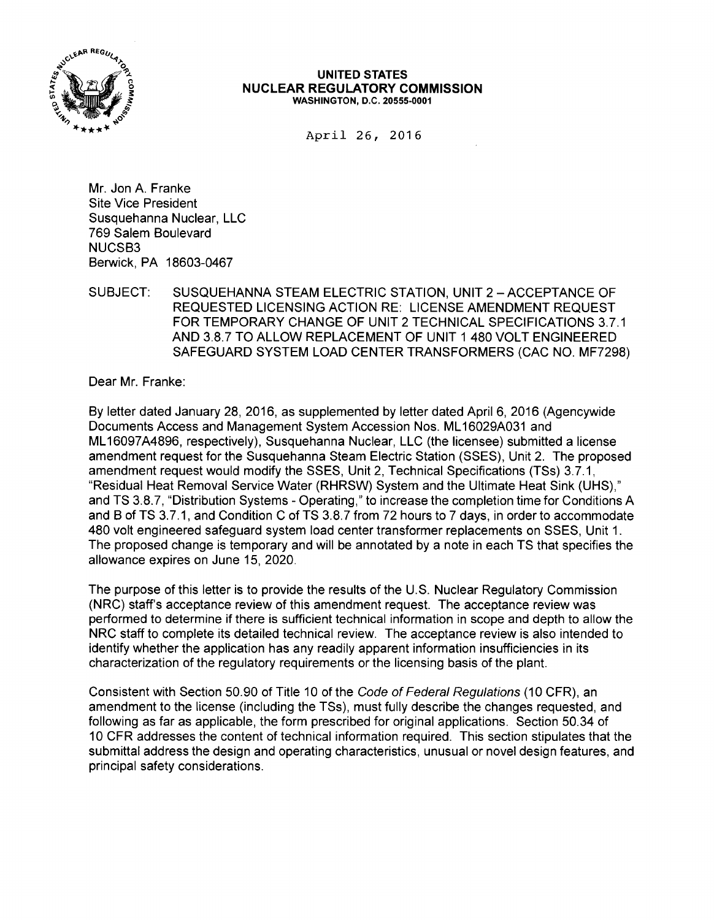**UNITED STATES**
**NUCLEAR REGULATORY COMMISSION**
WASHINGTON, D.C. 20555-0001

April 26, 2016

Mr. Jon A. Franke
Site Vice President
Susquehanna Nuclear, LLC
769 Salem Boulevard
NUCSB3
Berwick, PA 18603-0467

SUBJECT: SUSQUEHANNA STEAM ELECTRIC STATION, UNIT 2 – ACCEPTANCE OF REQUESTED LICENSING ACTION RE: LICENSE AMENDMENT REQUEST FOR TEMPORARY CHANGE OF UNIT 2 TECHNICAL SPECIFICATIONS 3.7.1 AND 3.8.7 TO ALLOW REPLACEMENT OF UNIT 1 480 VOLT ENGINEERED SAFEGUARD SYSTEM LOAD CENTER TRANSFORMERS (CAC NO. MF7298)

Dear Mr. Franke:

By letter dated January 28, 2016, as supplemented by letter dated April 6, 2016 (Agencywide Documents Access and Management System Accession Nos. ML16029A031 and ML16097A4896, respectively), Susquehanna Nuclear, LLC (the licensee) submitted a license amendment request for the Susquehanna Steam Electric Station (SSES), Unit 2. The proposed amendment request would modify the SSES, Unit 2, Technical Specifications (TSs) 3.7.1, "Residual Heat Removal Service Water (RHRSW) System and the Ultimate Heat Sink (UHS)," and TS 3.8.7, "Distribution Systems - Operating," to increase the completion time for Conditions A and B of TS 3.7.1, and Condition C of TS 3.8.7 from 72 hours to 7 days, in order to accommodate 480 volt engineered safeguard system load center transformer replacements on SSES, Unit 1. The proposed change is temporary and will be annotated by a note in each TS that specifies the allowance expires on June 15, 2020.

The purpose of this letter is to provide the results of the U.S. Nuclear Regulatory Commission (NRC) staff's acceptance review of this amendment request. The acceptance review was performed to determine if there is sufficient technical information in scope and depth to allow the NRC staff to complete its detailed technical review. The acceptance review is also intended to identify whether the application has any readily apparent information insufficiencies in its characterization of the regulatory requirements or the licensing basis of the plant.

Consistent with Section 50.90 of Title 10 of the *Code of Federal Regulations* (10 CFR), an amendment to the license (including the TSs), must fully describe the changes requested, and following as far as applicable, the form prescribed for original applications. Section 50.34 of 10 CFR addresses the content of technical information required. This section stipulates that the submittal address the design and operating characteristics, unusual or novel design features, and principal safety considerations.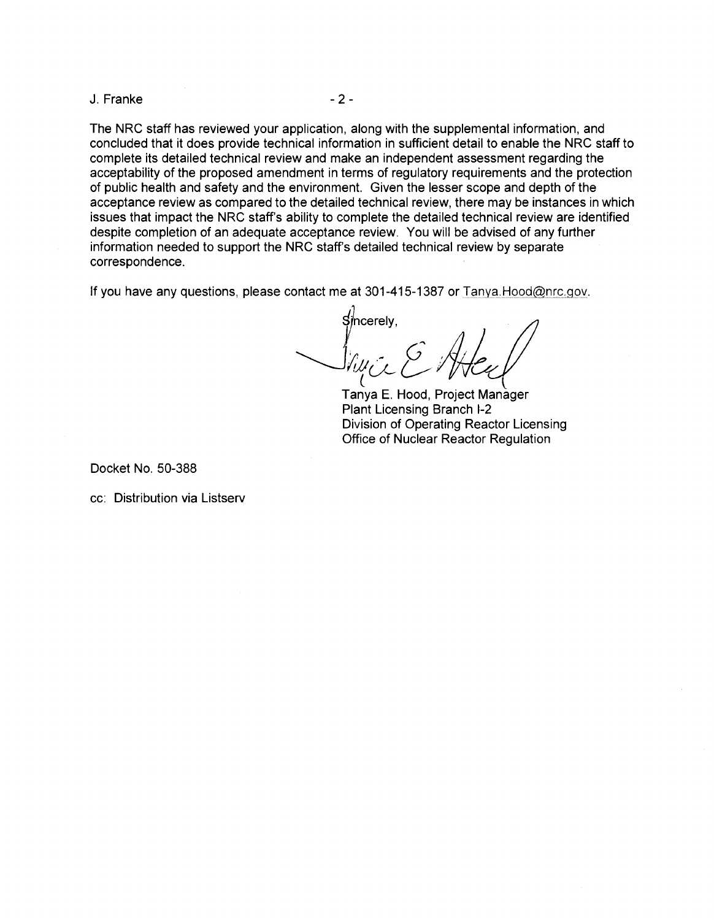The NRC staff has reviewed your application, along with the supplemental information, and concluded that it does provide technical information in sufficient detail to enable the NRC staff to complete its detailed technical review and make an independent assessment regarding the acceptability of the proposed amendment in terms of regulatory requirements and the protection of public health and safety and the environment. Given the lesser scope and depth of the acceptance review as compared to the detailed technical review, there may be instances in which issues that impact the NRC staff's ability to complete the detailed technical review are identified despite completion of an adequate acceptance review. You will be advised of any further information needed to support the NRC staff's detailed technical review by separate correspondence.

If you have any questions, please contact me at 301-415-1387 or Tanya.Hood@nrc.gov.

Sincerely,

Tanya E. Hood, Project Manager
Plant Licensing Branch I-2
Division of Operating Reactor Licensing
Office of Nuclear Reactor Regulation

Docket No. 50-388

cc: Distribution via Listserv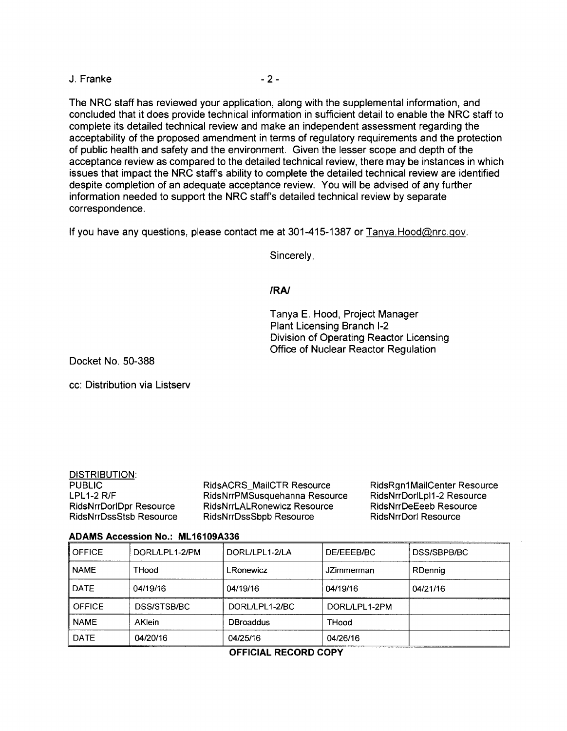The NRC staff has reviewed your application, along with the supplemental information, and concluded that it does provide technical information in sufficient detail to enable the NRC staff to complete its detailed technical review and make an independent assessment regarding the acceptability of the proposed amendment in terms of regulatory requirements and the protection of public health and safety and the environment. Given the lesser scope and depth of the acceptance review as compared to the detailed technical review, there may be instances in which issues that impact the NRC staff's ability to complete the detailed technical review are identified despite completion of an adequate acceptance review. You will be advised of any further information needed to support the NRC staff's detailed technical review by separate correspondence.

If you have any questions, please contact me at 301-415-1387 or Tanya.Hood@nrc.gov.

Sincerely,

**/RA/**

Tanya E. Hood, Project Manager
Plant Licensing Branch I-2
Division of Operating Reactor Licensing
Office of Nuclear Reactor Regulation

Docket No. 50-388

cc: Distribution via Listserv

DISTRIBUTION:
PUBLIC
LPL1-2 R/F
RidsNrrDorlDpr Resource
RidsNrrDssStsb Resource
RidsACRS_MailCTR Resource
RidsNrrPMSusquehanna Resource
RidsNrrLALRonewicz Resource
RidsNrrDssSbpb Resource
RidsRgn1MailCenter Resource
RidsNrrDorlLpl1-2 Resource
RidsNrrDeEeeb Resource
RidsNrrDorl Resource

**ADAMS Accession No.: ML16109A336**

| OFFICE | DORL/LPL1-2/PM | DORL/LPL1-2/LA | DE/EEEB/BC | DSS/SBPB/BC |
|---|---|---|---|---|
| NAME | THood | LRonewicz | JZimmerman | RDennig |
| DATE | 04/19/16 | 04/19/16 | 04/19/16 | 04/21/16 |
| OFFICE | DSS/STSB/BC | DORL/LPL1-2/BC | DORL/LPL1-2PM | |
| NAME | AKlein | DBroaddus | THood | |
| DATE | 04/20/16 | 04/25/16 | 04/26/16 | |

**OFFICIAL RECORD COPY**